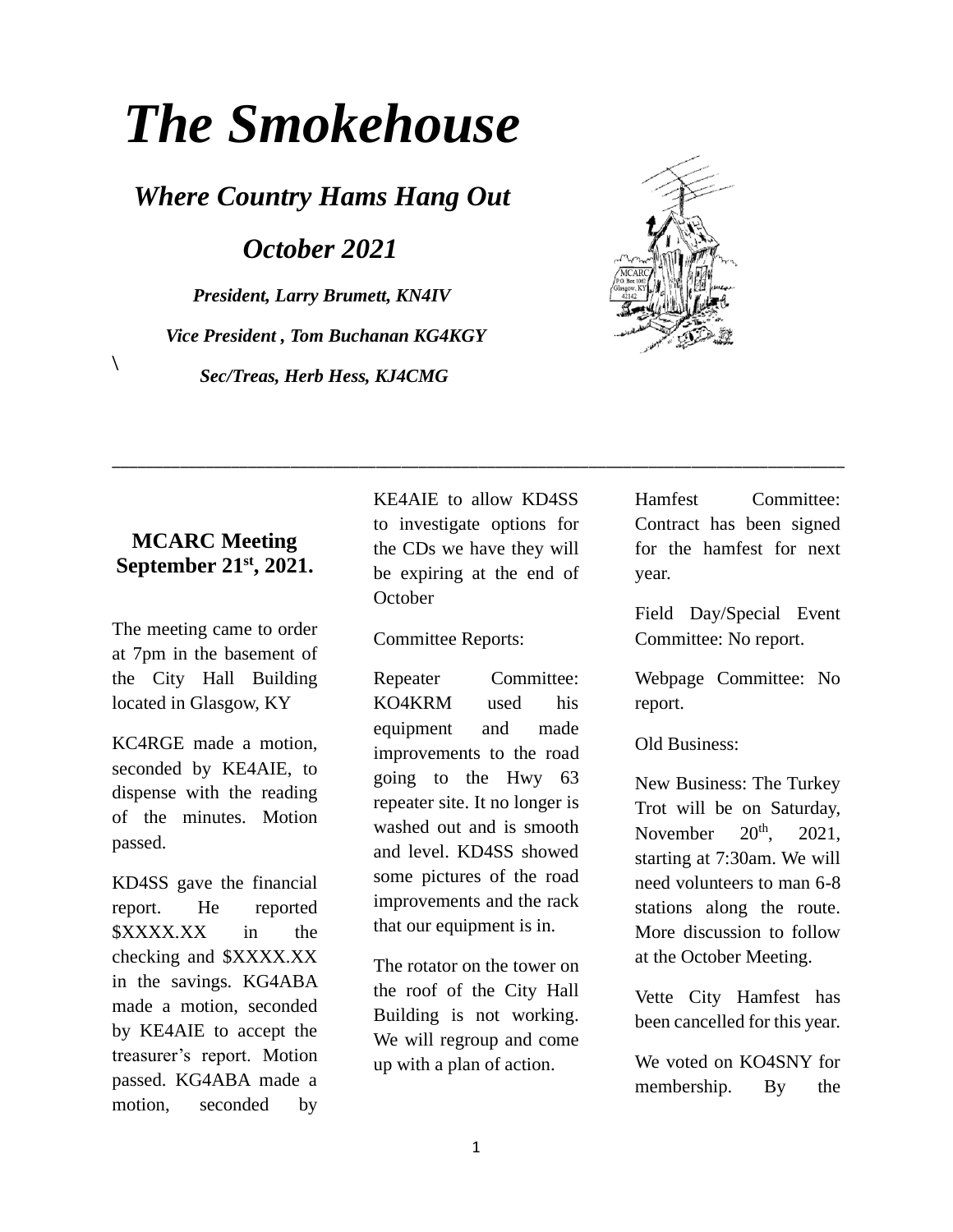# *The Smokehouse*

## *Where Country Hams Hang Out*

## *October 2021*

***President, Larry Brumett, KN4IV***

***Vice President , Tom Buchanan KG4KGY***

\

***Sec/Treas, Herb Hess, KJ4CMG***

---

### MCARC Meeting September 21st, 2021.

The meeting came to order at 7pm in the basement of the City Hall Building located in Glasgow, KY

KC4RGE made a motion, seconded by KE4AIE, to dispense with the reading of the minutes. Motion passed.

KD4SS gave the financial report. He reported $XXXX.XX in the checking and $XXXX.XX in the savings. KG4ABA made a motion, seconded by KE4AIE to accept the treasurer's report. Motion passed. KG4ABA made a motion, seconded by KE4AIE to allow KD4SS to investigate options for the CDs we have they will be expiring at the end of October

Committee Reports:

Repeater Committee: KO4KRM used his equipment and made improvements to the road going to the Hwy 63 repeater site. It no longer is washed out and is smooth and level. KD4SS showed some pictures of the road improvements and the rack that our equipment is in.

The rotator on the tower on the roof of the City Hall Building is not working. We will regroup and come up with a plan of action.

Hamfest Committee: Contract has been signed for the hamfest for next year.

Field Day/Special Event Committee: No report.

Webpage Committee: No report.

Old Business:

New Business: The Turkey Trot will be on Saturday, November 20th, 2021, starting at 7:30am. We will need volunteers to man 6-8 stations along the route. More discussion to follow at the October Meeting.

Vette City Hamfest has been cancelled for this year.

We voted on KO4SNY for membership. By the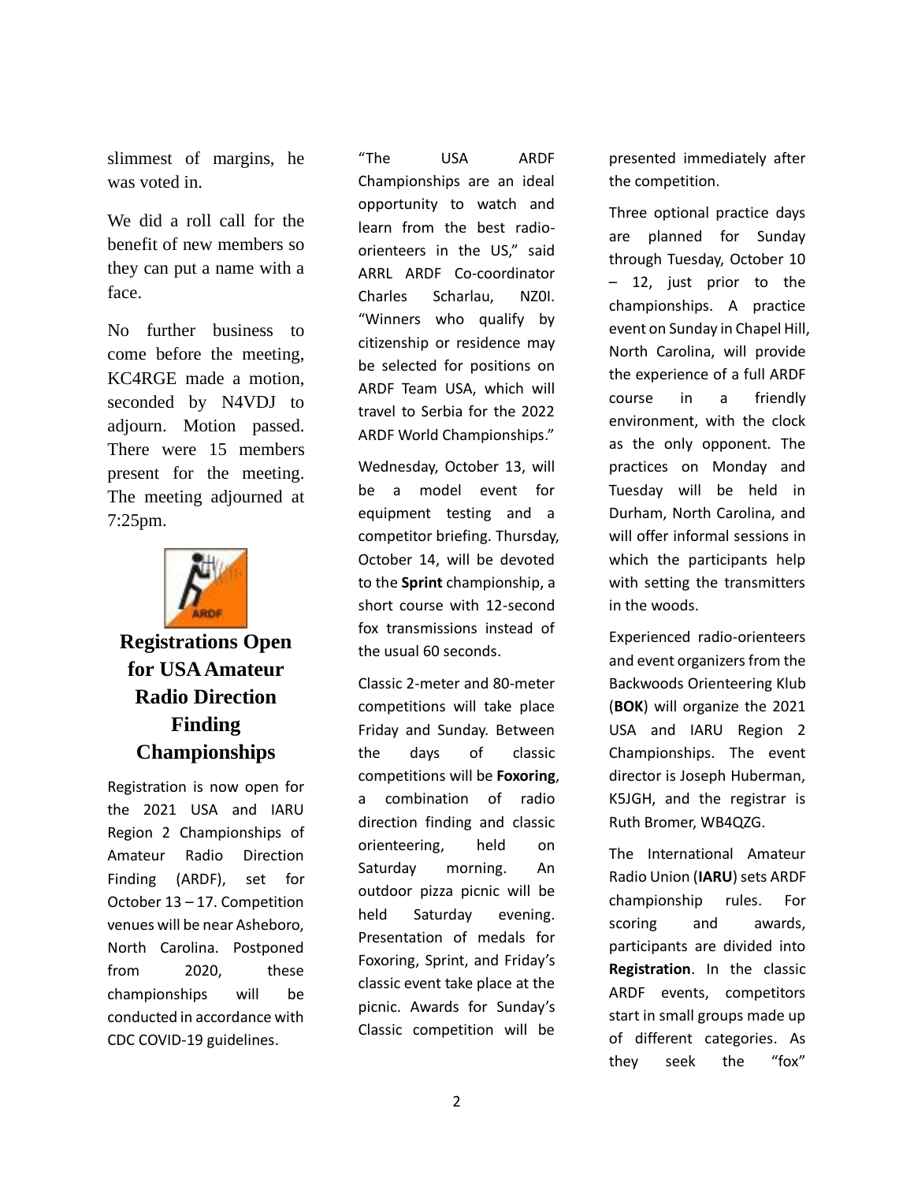slimmest of margins, he was voted in.

We did a roll call for the benefit of new members so they can put a name with a face.

No further business to come before the meeting, KC4RGE made a motion, seconded by N4VDJ to adjourn. Motion passed. There were 15 members present for the meeting. The meeting adjourned at 7:25pm.

## Registrations Open for USA Amateur Radio Direction Finding Championships

Registration is now open for the 2021 USA and IARU Region 2 Championships of Amateur Radio Direction Finding (ARDF), set for October 13 – 17. Competition venues will be near Asheboro, North Carolina. Postponed from 2020, these championships will be conducted in accordance with CDC COVID-19 guidelines.

"The USA ARDF Championships are an ideal opportunity to watch and learn from the best radio-orienteers in the US," said ARRL ARDF Co-coordinator Charles Scharlau, NZ0I. "Winners who qualify by citizenship or residence may be selected for positions on ARDF Team USA, which will travel to Serbia for the 2022 ARDF World Championships."

Wednesday, October 13, will be a model event for equipment testing and a competitor briefing. Thursday, October 14, will be devoted to the **Sprint** championship, a short course with 12-second fox transmissions instead of the usual 60 seconds.

Classic 2-meter and 80-meter competitions will take place Friday and Sunday. Between the days of classic competitions will be **Foxoring**, a combination of radio direction finding and classic orienteering, held on Saturday morning. An outdoor pizza picnic will be held Saturday evening. Presentation of medals for Foxoring, Sprint, and Friday's classic event take place at the picnic. Awards for Sunday's Classic competition will be presented immediately after the competition.

Three optional practice days are planned for Sunday through Tuesday, October 10 – 12, just prior to the championships. A practice event on Sunday in Chapel Hill, North Carolina, will provide the experience of a full ARDF course in a friendly environment, with the clock as the only opponent. The practices on Monday and Tuesday will be held in Durham, North Carolina, and will offer informal sessions in which the participants help with setting the transmitters in the woods.

Experienced radio-orienteers and event organizers from the Backwoods Orienteering Klub (**BOK**) will organize the 2021 USA and IARU Region 2 Championships. The event director is Joseph Huberman, K5JGH, and the registrar is Ruth Bromer, WB4QZG.

The International Amateur Radio Union (**IARU**) sets ARDF championship rules. For scoring and awards, participants are divided into **Registration**. In the classic ARDF events, competitors start in small groups made up of different categories. As they seek the "fox"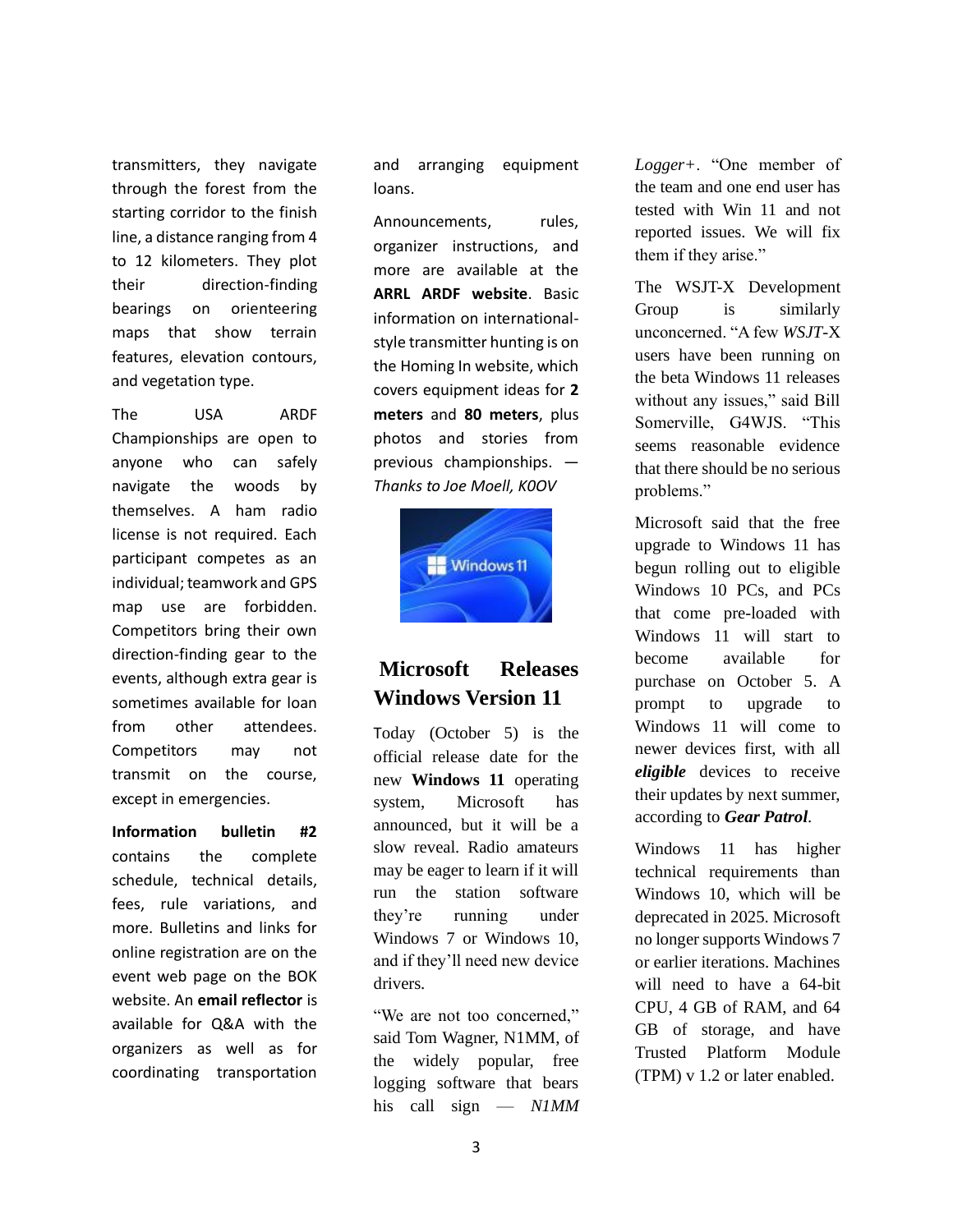transmitters, they navigate through the forest from the starting corridor to the finish line, a distance ranging from 4 to 12 kilometers. They plot their direction-finding bearings on orienteering maps that show terrain features, elevation contours, and vegetation type.

The USA ARDF Championships are open to anyone who can safely navigate the woods by themselves. A ham radio license is not required. Each participant competes as an individual; teamwork and GPS map use are forbidden. Competitors bring their own direction-finding gear to the events, although extra gear is sometimes available for loan from other attendees. Competitors may not transmit on the course, except in emergencies.

**Information bulletin #2** contains the complete schedule, technical details, fees, rule variations, and more. Bulletins and links for online registration are on the event web page on the BOK website. An **email reflector** is available for Q&A with the organizers as well as for coordinating transportation and arranging equipment loans.

Announcements, rules, organizer instructions, and more are available at the **ARRL ARDF website**. Basic information on international-style transmitter hunting is on the Homing In website, which covers equipment ideas for **2 meters** and **80 meters**, plus photos and stories from previous championships. — *Thanks to Joe Moell, K0OV*

## Microsoft Releases Windows Version 11

Today (October 5) is the official release date for the new **Windows 11** operating system, Microsoft has announced, but it will be a slow reveal. Radio amateurs may be eager to learn if it will run the station software they're running under Windows 7 or Windows 10, and if they'll need new device drivers.

"We are not too concerned," said Tom Wagner, N1MM, of the widely popular, free logging software that bears his call sign — *N1MM Logger+*. "One member of the team and one end user has tested with Win 11 and not reported issues. We will fix them if they arise."

The WSJT-X Development Group is similarly unconcerned. "A few *WSJT*-X users have been running on the beta Windows 11 releases without any issues," said Bill Somerville, G4WJS. "This seems reasonable evidence that there should be no serious problems."

Microsoft said that the free upgrade to Windows 11 has begun rolling out to eligible Windows 10 PCs, and PCs that come pre-loaded with Windows 11 will start to become available for purchase on October 5. A prompt to upgrade to Windows 11 will come to newer devices first, with all ***eligible*** devices to receive their updates by next summer, according to ***Gear Patrol***.

Windows 11 has higher technical requirements than Windows 10, which will be deprecated in 2025. Microsoft no longer supports Windows 7 or earlier iterations. Machines will need to have a 64-bit CPU, 4 GB of RAM, and 64 GB of storage, and have Trusted Platform Module (TPM) v 1.2 or later enabled.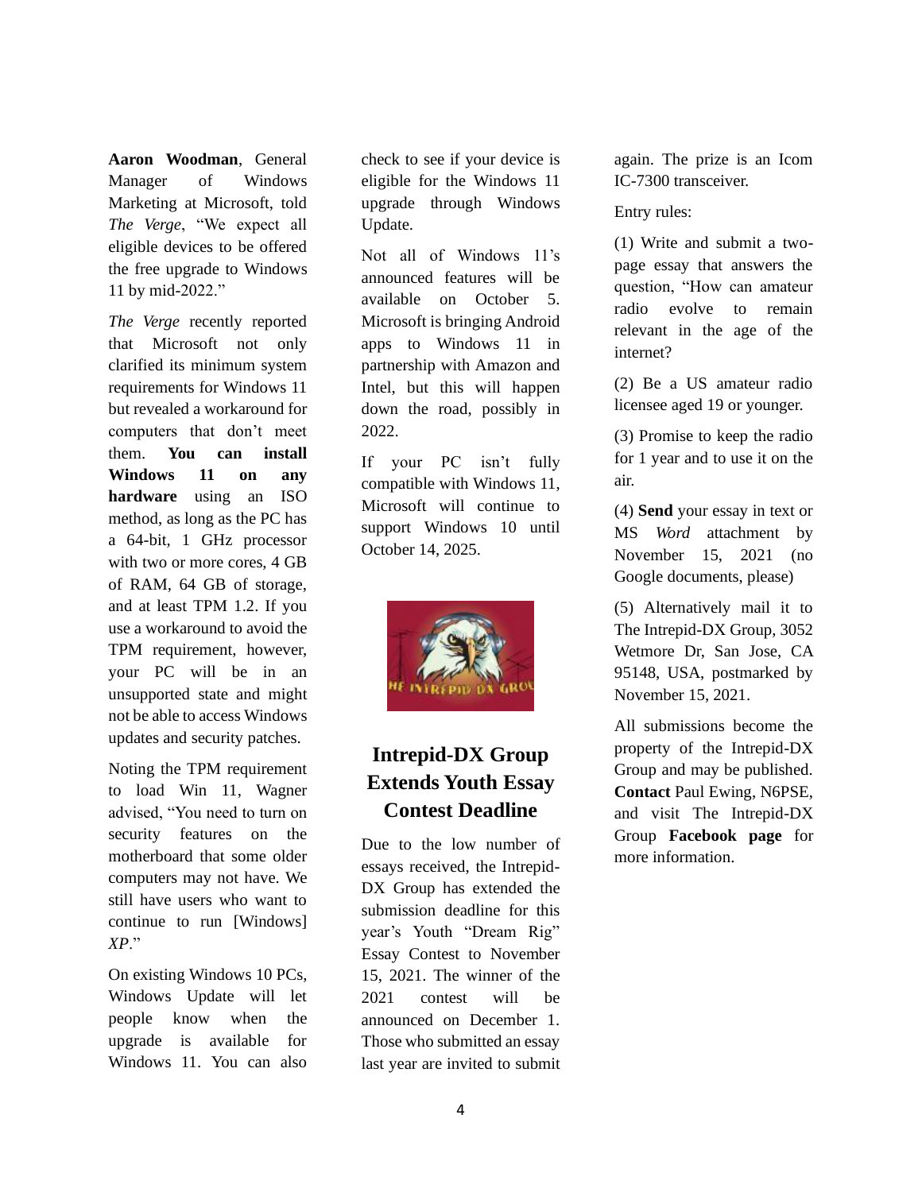**Aaron Woodman**, General Manager of Windows Marketing at Microsoft, told *The Verge*, “We expect all eligible devices to be offered the free upgrade to Windows 11 by mid-2022.”

*The Verge* recently reported that Microsoft not only clarified its minimum system requirements for Windows 11 but revealed a workaround for computers that don’t meet them. **You can install Windows 11 on any hardware** using an ISO method, as long as the PC has a 64-bit, 1 GHz processor with two or more cores, 4 GB of RAM, 64 GB of storage, and at least TPM 1.2. If you use a workaround to avoid the TPM requirement, however, your PC will be in an unsupported state and might not be able to access Windows updates and security patches.

Noting the TPM requirement to load Win 11, Wagner advised, “You need to turn on security features on the motherboard that some older computers may not have. We still have users who want to continue to run [Windows] *XP*.”

On existing Windows 10 PCs, Windows Update will let people know when the upgrade is available for Windows 11. You can also check to see if your device is eligible for the Windows 11 upgrade through Windows Update.

Not all of Windows 11’s announced features will be available on October 5. Microsoft is bringing Android apps to Windows 11 in partnership with Amazon and Intel, but this will happen down the road, possibly in 2022.

If your PC isn’t fully compatible with Windows 11, Microsoft will continue to support Windows 10 until October 14, 2025.

## Intrepid-DX Group Extends Youth Essay Contest Deadline

Due to the low number of essays received, the Intrepid-DX Group has extended the submission deadline for this year’s Youth “Dream Rig” Essay Contest to November 15, 2021. The winner of the 2021 contest will be announced on December 1. Those who submitted an essay last year are invited to submit again. The prize is an Icom IC-7300 transceiver.

Entry rules:

(1) Write and submit a two-page essay that answers the question, “How can amateur radio evolve to remain relevant in the age of the internet?

(2) Be a US amateur radio licensee aged 19 or younger.

(3) Promise to keep the radio for 1 year and to use it on the air.

(4) **Send** your essay in text or MS *Word* attachment by November 15, 2021 (no Google documents, please)

(5) Alternatively mail it to The Intrepid-DX Group, 3052 Wetmore Dr, San Jose, CA 95148, USA, postmarked by November 15, 2021.

All submissions become the property of the Intrepid-DX Group and may be published. **Contact** Paul Ewing, N6PSE, and visit The Intrepid-DX Group **Facebook page** for more information.